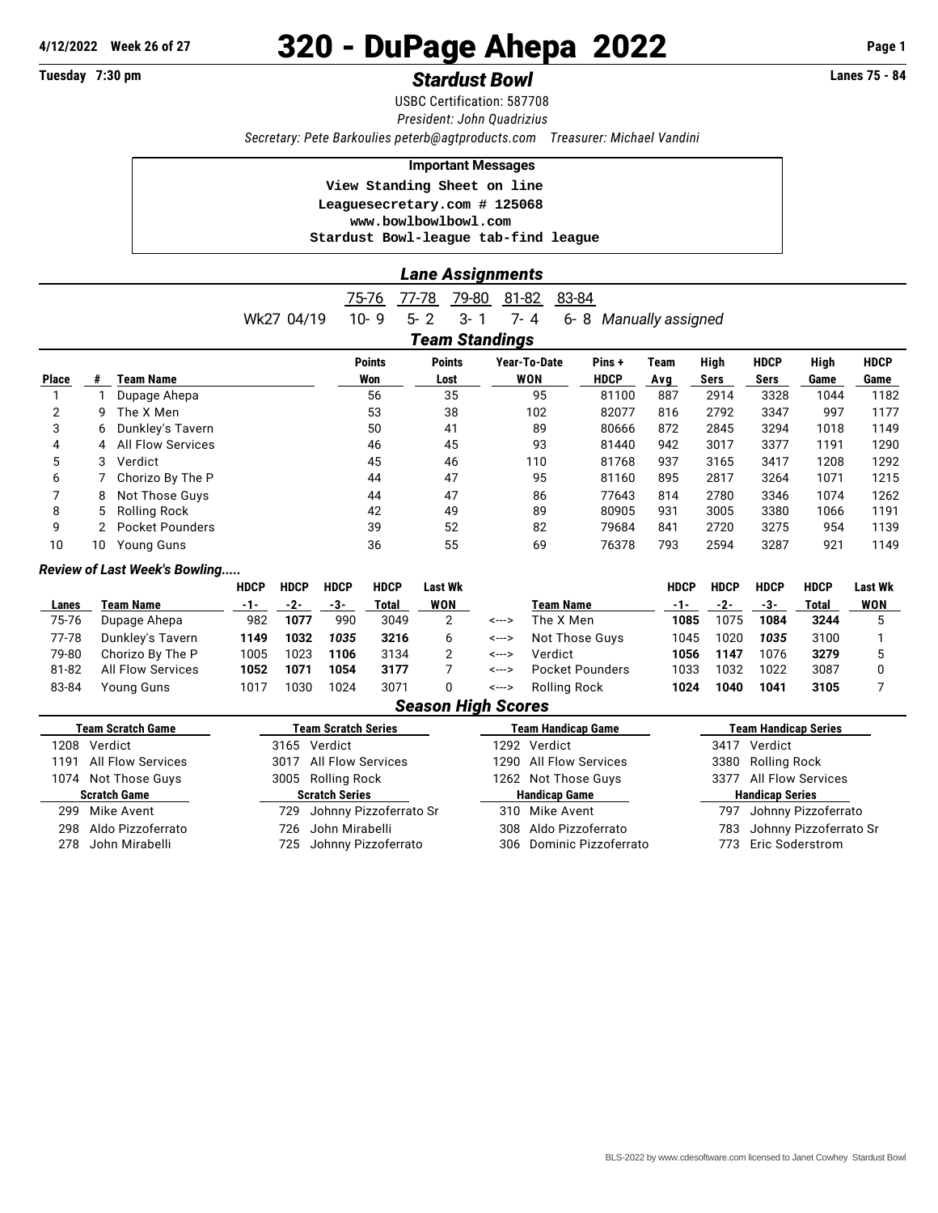4/12/2022 Week 26 of 27

# 320 - DuPage Ahepa 2022

Tuesday 7:30 pm

## *Stardust Bowl*

Lanes 75 - 84

USBC Certification: 587708

*President: John Quadrizius*

*Secretary: Pete Barkoulies peterb@agtproducts.com Treasurer: Michael Vandini*

**Important Messages**

View Standing Sheet on line
Leaguesecretary.com # 125068
www.bowlbowlbowl.com
Stardust Bowl-league tab-find league

## *Lane Assignments*

| | 75-76 | 77-78 | 79-80 | 81-82 | 83-84 | |
|---|---|---|---|---|---|---|
| Wk27 04/19 | 10- 9 | 5- 2 | 3- 1 | 7- 4 | 6- 8 | *Manually assigned* |

## *Team Standings*

| Place | # | Team Name | Points Won | Points Lost | Year-To-Date WON | Pins + HDCP | Team Avg | High Sers | HDCP Sers | High Game | HDCP Game |
|---|---|---|---|---|---|---|---|---|---|---|---|
| 1 | 1 | Dupage Ahepa | 56 | 35 | 95 | 81100 | 887 | 2914 | 3328 | 1044 | 1182 |
| 2 | 9 | The X Men | 53 | 38 | 102 | 82077 | 816 | 2792 | 3347 | 997 | 1177 |
| 3 | 6 | Dunkley's Tavern | 50 | 41 | 89 | 80666 | 872 | 2845 | 3294 | 1018 | 1149 |
| 4 | 4 | All Flow Services | 46 | 45 | 93 | 81440 | 942 | 3017 | 3377 | 1191 | 1290 |
| 5 | 3 | Verdict | 45 | 46 | 110 | 81768 | 937 | 3165 | 3417 | 1208 | 1292 |
| 6 | 7 | Chorizo By The P | 44 | 47 | 95 | 81160 | 895 | 2817 | 3264 | 1071 | 1215 |
| 7 | 8 | Not Those Guys | 44 | 47 | 86 | 77643 | 814 | 2780 | 3346 | 1074 | 1262 |
| 8 | 5 | Rolling Rock | 42 | 49 | 89 | 80905 | 931 | 3005 | 3380 | 1066 | 1191 |
| 9 | 2 | Pocket Pounders | 39 | 52 | 82 | 79684 | 841 | 2720 | 3275 | 954 | 1139 |
| 10 | 10 | Young Guns | 36 | 55 | 69 | 76378 | 793 | 2594 | 3287 | 921 | 1149 |

### *Review of Last Week's Bowling.....*

| Lanes | Team Name | HDCP -1- | HDCP -2- | HDCP -3- | HDCP Total | Last Wk WON | | Team Name | HDCP -1- | HDCP -2- | HDCP -3- | HDCP Total | Last Wk WON |
|---|---|---|---|---|---|---|---|---|---|---|---|---|---|
| 75-76 | Dupage Ahepa | 982 | **1077** | 990 | 3049 | 2 | <---> | The X Men | **1085** | 1075 | **1084** | **3244** | 5 |
| 77-78 | Dunkley's Tavern | **1149** | **1032** | ***1035*** | **3216** | 6 | <---> | Not Those Guys | 1045 | 1020 | ***1035*** | 3100 | 1 |
| 79-80 | Chorizo By The P | 1005 | 1023 | **1106** | 3134 | 2 | <---> | Verdict | **1056** | **1147** | 1076 | **3279** | 5 |
| 81-82 | All Flow Services | **1052** | **1071** | **1054** | **3177** | 7 | <---> | Pocket Pounders | 1033 | 1032 | 1022 | 3087 | 0 |
| 83-84 | Young Guns | 1017 | 1030 | 1024 | 3071 | 0 | <---> | Rolling Rock | **1024** | **1040** | **1041** | **3105** | 7 |

## *Season High Scores*

| Team Scratch Game | Team Scratch Series | Team Handicap Game | Team Handicap Series |
|---|---|---|---|
| 1208 Verdict | 3165 Verdict | 1292 Verdict | 3417 Verdict |
| 1191 All Flow Services | 3017 All Flow Services | 1290 All Flow Services | 3380 Rolling Rock |
| 1074 Not Those Guys | 3005 Rolling Rock | 1262 Not Those Guys | 3377 All Flow Services |
| **Scratch Game** | **Scratch Series** | **Handicap Game** | **Handicap Series** |
| 299 Mike Avent | 729 Johnny Pizzoferrato Sr | 310 Mike Avent | 797 Johnny Pizzoferrato |
| 298 Aldo Pizzoferrato | 726 John Mirabelli | 308 Aldo Pizzoferrato | 783 Johnny Pizzoferrato Sr |
| 278 John Mirabelli | 725 Johnny Pizzoferrato | 306 Dominic Pizzoferrato | 773 Eric Soderstrom |

BLS-2022 by www.cdesoftware.com licensed to Janet Cowhey Stardust Bowl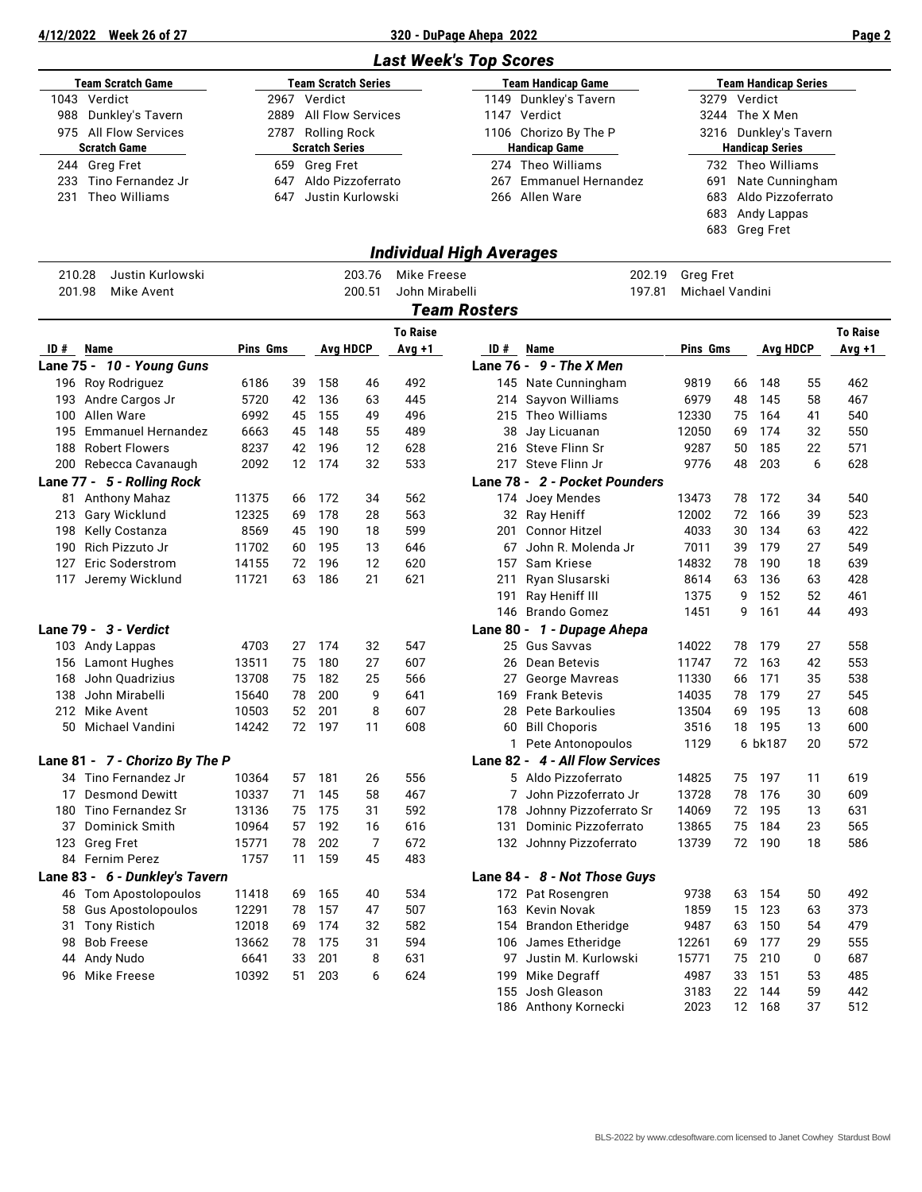## Last Week's Top Scores

| Team Scratch Game | | Team Scratch Series | | Team Handicap Game | | Team Handicap Series | |
|---|---|---|---|---|---|---|---|
| 1043 | Verdict | 2967 | Verdict | 1149 | Dunkley's Tavern | 3279 | Verdict |
| 988 | Dunkley's Tavern | 2889 | All Flow Services | 1147 | Verdict | 3244 | The X Men |
| 975 | All Flow Services | 2787 | Rolling Rock | 1106 | Chorizo By The P | 3216 | Dunkley's Tavern |

| Scratch Game | | Scratch Series | | Handicap Game | | Handicap Series | |
|---|---|---|---|---|---|---|---|
| 244 | Greg Fret | 659 | Greg Fret | 274 | Theo Williams | 732 | Theo Williams |
| 233 | Tino Fernandez Jr | 647 | Aldo Pizzoferrato | 267 | Emmanuel Hernandez | 691 | Nate Cunningham |
| 231 | Theo Williams | 647 | Justin Kurlowski | 266 | Allen Ware | 683 | Aldo Pizzoferrato |
| | | | | | | 683 | Andy Lappas |
| | | | | | | 683 | Greg Fret |

## Individual High Averages

| | | | | | |
|---|---|---|---|---|---|
| 210.28 | Justin Kurlowski | 203.76 | Mike Freese | 202.19 | Greg Fret |
| 201.98 | Mike Avent | 200.51 | John Mirabelli | 197.81 | Michael Vandini |

## Team Rosters

| ID # | Name | Pins | Gms | Avg | HDCP | To Raise Avg +1 |
|---|---|---|---|---|---|---|
| **Lane 75 - 10 - Young Guns** | | | | | | |
| 196 | Roy Rodriguez | 6186 | 39 | 158 | 46 | 492 |
| 193 | Andre Cargos Jr | 5720 | 42 | 136 | 63 | 445 |
| 100 | Allen Ware | 6992 | 45 | 155 | 49 | 496 |
| 195 | Emmanuel Hernandez | 6663 | 45 | 148 | 55 | 489 |
| 188 | Robert Flowers | 8237 | 42 | 196 | 12 | 628 |
| 200 | Rebecca Cavanaugh | 2092 | 12 | 174 | 32 | 533 |
| **Lane 76 - 9 - The X Men** | | | | | | |
| 145 | Nate Cunningham | 9819 | 66 | 148 | 55 | 462 |
| 214 | Sayvon Williams | 6979 | 48 | 145 | 58 | 467 |
| 215 | Theo Williams | 12330 | 75 | 164 | 41 | 540 |
| 38 | Jay Licuanan | 12050 | 69 | 174 | 32 | 550 |
| 216 | Steve Flinn Sr | 9287 | 50 | 185 | 22 | 571 |
| 217 | Steve Flinn Jr | 9776 | 48 | 203 | 6 | 628 |
| **Lane 77 - 5 - Rolling Rock** | | | | | | |
| 81 | Anthony Mahaz | 11375 | 66 | 172 | 34 | 562 |
| 213 | Gary Wicklund | 12325 | 69 | 178 | 28 | 563 |
| 198 | Kelly Costanza | 8569 | 45 | 190 | 18 | 599 |
| 190 | Rich Pizzuto Jr | 11702 | 60 | 195 | 13 | 646 |
| 127 | Eric Soderstrom | 14155 | 72 | 196 | 12 | 620 |
| 117 | Jeremy Wicklund | 11721 | 63 | 186 | 21 | 621 |
| **Lane 78 - 2 - Pocket Pounders** | | | | | | |
| 174 | Joey Mendes | 13473 | 78 | 172 | 34 | 540 |
| 32 | Ray Heniff | 12002 | 72 | 166 | 39 | 523 |
| 201 | Connor Hitzel | 4033 | 30 | 134 | 63 | 422 |
| 67 | John R. Molenda Jr | 7011 | 39 | 179 | 27 | 549 |
| 157 | Sam Kriese | 14832 | 78 | 190 | 18 | 639 |
| 211 | Ryan Slusarski | 8614 | 63 | 136 | 63 | 428 |
| 191 | Ray Heniff III | 1375 | 9 | 152 | 52 | 461 |
| 146 | Brando Gomez | 1451 | 9 | 161 | 44 | 493 |
| **Lane 79 - 3 - Verdict** | | | | | | |
| 103 | Andy Lappas | 4703 | 27 | 174 | 32 | 547 |
| 156 | Lamont Hughes | 13511 | 75 | 180 | 27 | 607 |
| 168 | John Quadrizius | 13708 | 75 | 182 | 25 | 566 |
| 138 | John Mirabelli | 15640 | 78 | 200 | 9 | 641 |
| 212 | Mike Avent | 10503 | 52 | 201 | 8 | 607 |
| 50 | Michael Vandini | 14242 | 72 | 197 | 11 | 608 |
| **Lane 80 - 1 - Dupage Ahepa** | | | | | | |
| 25 | Gus Savvas | 14022 | 78 | 179 | 27 | 558 |
| 26 | Dean Betevis | 11747 | 72 | 163 | 42 | 553 |
| 27 | George Mavreas | 11330 | 66 | 171 | 35 | 538 |
| 169 | Frank Betevis | 14035 | 78 | 179 | 27 | 545 |
| 28 | Pete Barkoulies | 13504 | 69 | 195 | 13 | 608 |
| 60 | Bill Choporis | 3516 | 18 | 195 | 13 | 600 |
| 1 | Pete Antonopoulos | 1129 | 6 | bk187 | 20 | 572 |
| **Lane 81 - 7 - Chorizo By The P** | | | | | | |
| 34 | Tino Fernandez Jr | 10364 | 57 | 181 | 26 | 556 |
| 17 | Desmond Dewitt | 10337 | 71 | 145 | 58 | 467 |
| 180 | Tino Fernandez Sr | 13136 | 75 | 175 | 31 | 592 |
| 37 | Dominick Smith | 10964 | 57 | 192 | 16 | 616 |
| 123 | Greg Fret | 15771 | 78 | 202 | 7 | 672 |
| 84 | Fernim Perez | 1757 | 11 | 159 | 45 | 483 |
| **Lane 82 - 4 - All Flow Services** | | | | | | |
| 5 | Aldo Pizzoferrato | 14825 | 75 | 197 | 11 | 619 |
| 7 | John Pizzoferrato Jr | 13728 | 78 | 176 | 30 | 609 |
| 178 | Johnny Pizzoferrato Sr | 14069 | 72 | 195 | 13 | 631 |
| 131 | Dominic Pizzoferrato | 13865 | 75 | 184 | 23 | 565 |
| 132 | Johnny Pizzoferrato | 13739 | 72 | 190 | 18 | 586 |
| **Lane 83 - 6 - Dunkley's Tavern** | | | | | | |
| 46 | Tom Apostolopoulos | 11418 | 69 | 165 | 40 | 534 |
| 58 | Gus Apostolopoulos | 12291 | 78 | 157 | 47 | 507 |
| 31 | Tony Ristich | 12018 | 69 | 174 | 32 | 582 |
| 98 | Bob Freese | 13662 | 78 | 175 | 31 | 594 |
| 44 | Andy Nudo | 6641 | 33 | 201 | 8 | 631 |
| 96 | Mike Freese | 10392 | 51 | 203 | 6 | 624 |
| **Lane 84 - 8 - Not Those Guys** | | | | | | |
| 172 | Pat Rosengren | 9738 | 63 | 154 | 50 | 492 |
| 163 | Kevin Novak | 1859 | 15 | 123 | 63 | 373 |
| 154 | Brandon Etheridge | 9487 | 63 | 150 | 54 | 479 |
| 106 | James Etheridge | 12261 | 69 | 177 | 29 | 555 |
| 97 | Justin M. Kurlowski | 15771 | 75 | 210 | 0 | 687 |
| 199 | Mike Degraff | 4987 | 33 | 151 | 53 | 485 |
| 155 | Josh Gleason | 3183 | 22 | 144 | 59 | 442 |
| 186 | Anthony Kornecki | 2023 | 12 | 168 | 37 | 512 |

BLS-2022 by www.cdesoftware.com licensed to Janet Cowhey Stardust Bowl